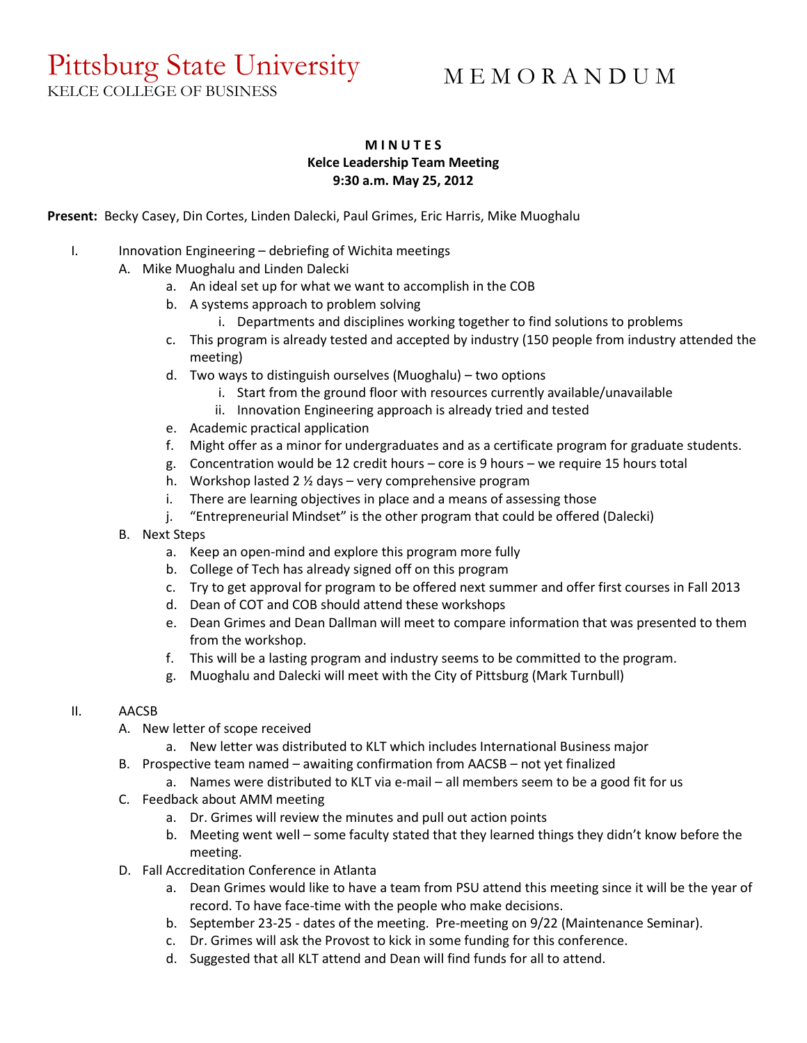Pittsburg State University
KELCE COLLEGE OF BUSINESS

# M E M O R A N D U M

**M I N U T E S**
**Kelce Leadership Team Meeting**
**9:30 a.m. May 25, 2012**

**Present:** Becky Casey, Din Cortes, Linden Dalecki, Paul Grimes, Eric Harris, Mike Muoghalu

I. Innovation Engineering – debriefing of Wichita meetings
   A. Mike Muoghalu and Linden Dalecki
      a. An ideal set up for what we want to accomplish in the COB
      b. A systems approach to problem solving
         i. Departments and disciplines working together to find solutions to problems
      c. This program is already tested and accepted by industry (150 people from industry attended the meeting)
      d. Two ways to distinguish ourselves (Muoghalu) – two options
         i. Start from the ground floor with resources currently available/unavailable
         ii. Innovation Engineering approach is already tried and tested
      e. Academic practical application
      f. Might offer as a minor for undergraduates and as a certificate program for graduate students.
      g. Concentration would be 12 credit hours – core is 9 hours – we require 15 hours total
      h. Workshop lasted 2 ½ days – very comprehensive program
      i. There are learning objectives in place and a means of assessing those
      j. "Entrepreneurial Mindset" is the other program that could be offered (Dalecki)
   B. Next Steps
      a. Keep an open-mind and explore this program more fully
      b. College of Tech has already signed off on this program
      c. Try to get approval for program to be offered next summer and offer first courses in Fall 2013
      d. Dean of COT and COB should attend these workshops
      e. Dean Grimes and Dean Dallman will meet to compare information that was presented to them from the workshop.
      f. This will be a lasting program and industry seems to be committed to the program.
      g. Muoghalu and Dalecki will meet with the City of Pittsburg (Mark Turnbull)

II. AACSB
   A. New letter of scope received
      a. New letter was distributed to KLT which includes International Business major
   B. Prospective team named – awaiting confirmation from AACSB – not yet finalized
      a. Names were distributed to KLT via e-mail – all members seem to be a good fit for us
   C. Feedback about AMM meeting
      a. Dr. Grimes will review the minutes and pull out action points
      b. Meeting went well – some faculty stated that they learned things they didn't know before the meeting.
   D. Fall Accreditation Conference in Atlanta
      a. Dean Grimes would like to have a team from PSU attend this meeting since it will be the year of record. To have face-time with the people who make decisions.
      b. September 23-25 - dates of the meeting. Pre-meeting on 9/22 (Maintenance Seminar).
      c. Dr. Grimes will ask the Provost to kick in some funding for this conference.
      d. Suggested that all KLT attend and Dean will find funds for all to attend.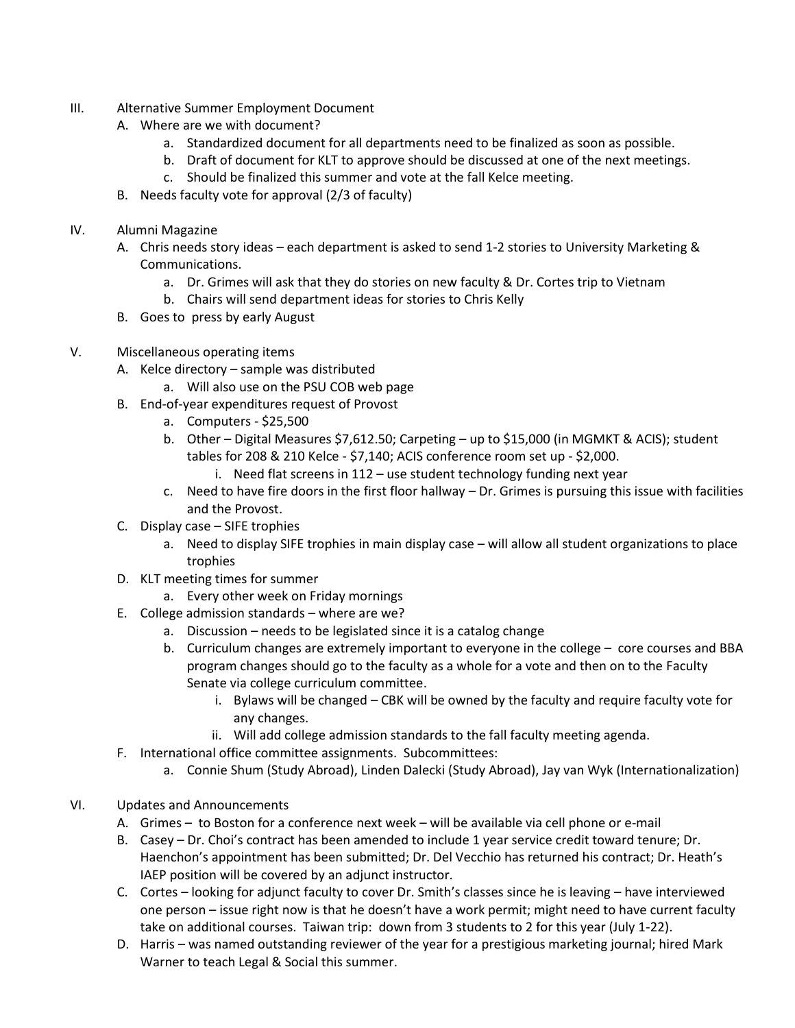III. Alternative Summer Employment Document
   A. Where are we with document?
      a. Standardized document for all departments need to be finalized as soon as possible.
      b. Draft of document for KLT to approve should be discussed at one of the next meetings.
      c. Should be finalized this summer and vote at the fall Kelce meeting.
   B. Needs faculty vote for approval (2/3 of faculty)

IV. Alumni Magazine
   A. Chris needs story ideas – each department is asked to send 1-2 stories to University Marketing & Communications.
      a. Dr. Grimes will ask that they do stories on new faculty & Dr. Cortes trip to Vietnam
      b. Chairs will send department ideas for stories to Chris Kelly
   B. Goes to press by early August

V. Miscellaneous operating items
   A. Kelce directory – sample was distributed
      a. Will also use on the PSU COB web page
   B. End-of-year expenditures request of Provost
      a. Computers - $25,500
      b. Other – Digital Measures $7,612.50; Carpeting – up to $15,000 (in MGMKT & ACIS); student tables for 208 & 210 Kelce - $7,140; ACIS conference room set up - $2,000.
         i. Need flat screens in 112 – use student technology funding next year
      c. Need to have fire doors in the first floor hallway – Dr. Grimes is pursuing this issue with facilities and the Provost.
   C. Display case – SIFE trophies
      a. Need to display SIFE trophies in main display case – will allow all student organizations to place trophies
   D. KLT meeting times for summer
      a. Every other week on Friday mornings
   E. College admission standards – where are we?
      a. Discussion – needs to be legislated since it is a catalog change
      b. Curriculum changes are extremely important to everyone in the college – core courses and BBA program changes should go to the faculty as a whole for a vote and then on to the Faculty Senate via college curriculum committee.
         i. Bylaws will be changed – CBK will be owned by the faculty and require faculty vote for any changes.
         ii. Will add college admission standards to the fall faculty meeting agenda.
   F. International office committee assignments. Subcommittees:
      a. Connie Shum (Study Abroad), Linden Dalecki (Study Abroad), Jay van Wyk (Internationalization)

VI. Updates and Announcements
   A. Grimes – to Boston for a conference next week – will be available via cell phone or e-mail
   B. Casey – Dr. Choi's contract has been amended to include 1 year service credit toward tenure; Dr. Haenchon's appointment has been submitted; Dr. Del Vecchio has returned his contract; Dr. Heath's IAEP position will be covered by an adjunct instructor.
   C. Cortes – looking for adjunct faculty to cover Dr. Smith's classes since he is leaving – have interviewed one person – issue right now is that he doesn't have a work permit; might need to have current faculty take on additional courses. Taiwan trip: down from 3 students to 2 for this year (July 1-22).
   D. Harris – was named outstanding reviewer of the year for a prestigious marketing journal; hired Mark Warner to teach Legal & Social this summer.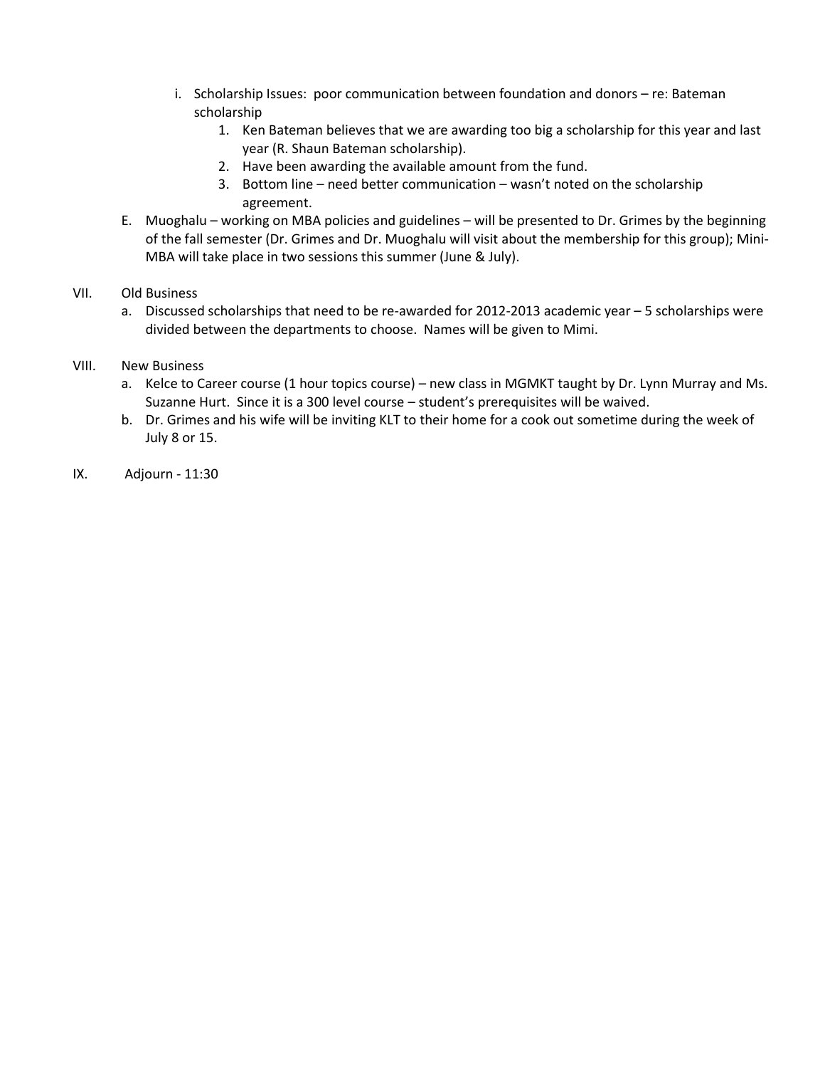i. Scholarship Issues: poor communication between foundation and donors – re: Bateman scholarship
        1. Ken Bateman believes that we are awarding too big a scholarship for this year and last year (R. Shaun Bateman scholarship).
        2. Have been awarding the available amount from the fund.
        3. Bottom line – need better communication – wasn't noted on the scholarship agreement.

E. Muoghalu – working on MBA policies and guidelines – will be presented to Dr. Grimes by the beginning of the fall semester (Dr. Grimes and Dr. Muoghalu will visit about the membership for this group); Mini-MBA will take place in two sessions this summer (June & July).

VII. Old Business

  a. Discussed scholarships that need to be re-awarded for 2012-2013 academic year – 5 scholarships were divided between the departments to choose. Names will be given to Mimi.

VIII. New Business

  a. Kelce to Career course (1 hour topics course) – new class in MGMKT taught by Dr. Lynn Murray and Ms. Suzanne Hurt. Since it is a 300 level course – student's prerequisites will be waived.
  b. Dr. Grimes and his wife will be inviting KLT to their home for a cook out sometime during the week of July 8 or 15.

IX. Adjourn - 11:30